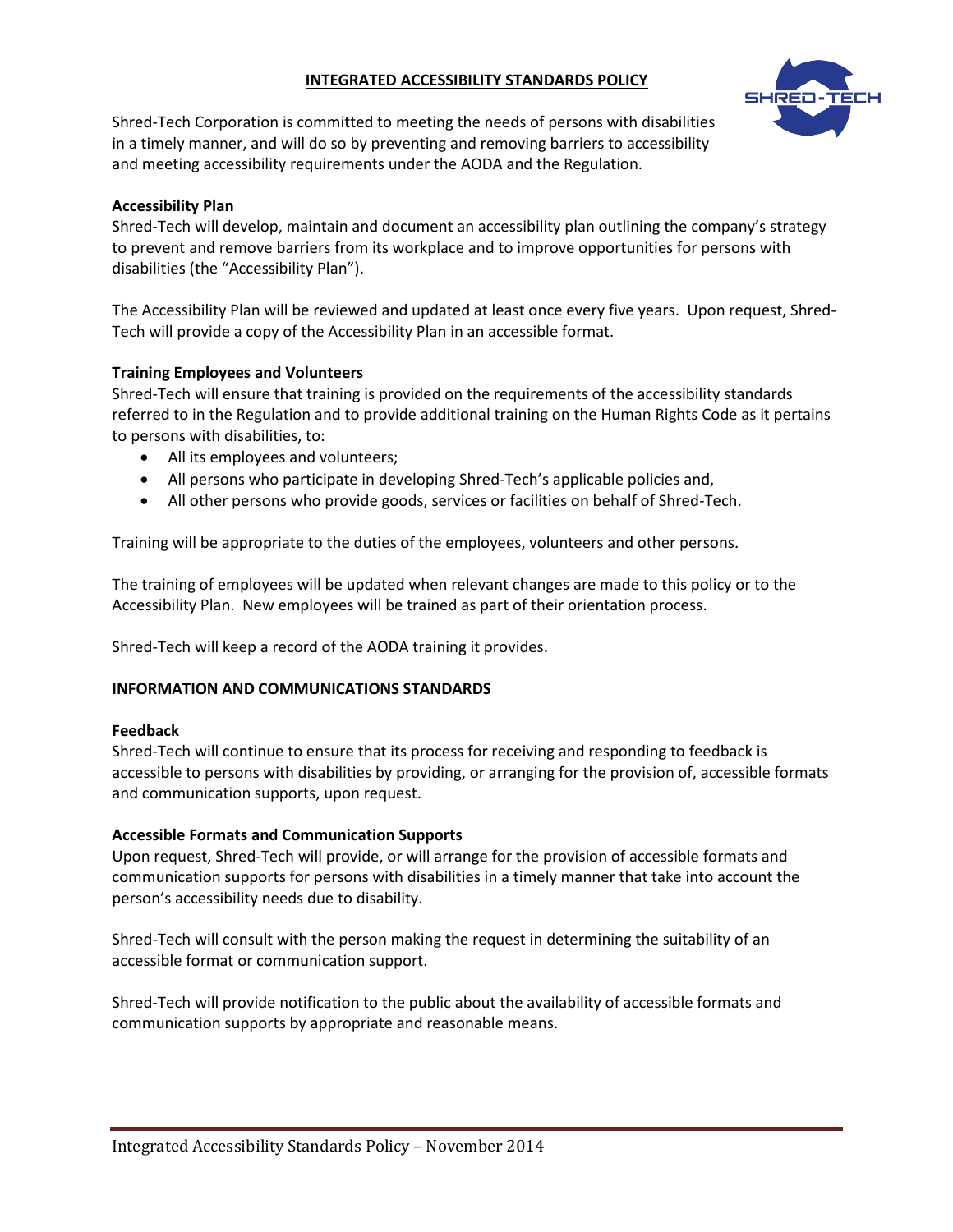# INTEGRATED ACCESSIBILITY STANDARDS POLICY

Shred-Tech Corporation is committed to meeting the needs of persons with disabilities in a timely manner, and will do so by preventing and removing barriers to accessibility and meeting accessibility requirements under the AODA and the Regulation.

**Accessibility Plan**

Shred-Tech will develop, maintain and document an accessibility plan outlining the company's strategy to prevent and remove barriers from its workplace and to improve opportunities for persons with disabilities (the "Accessibility Plan").

The Accessibility Plan will be reviewed and updated at least once every five years. Upon request, Shred-Tech will provide a copy of the Accessibility Plan in an accessible format.

**Training Employees and Volunteers**

Shred-Tech will ensure that training is provided on the requirements of the accessibility standards referred to in the Regulation and to provide additional training on the Human Rights Code as it pertains to persons with disabilities, to:

- All its employees and volunteers;
- All persons who participate in developing Shred-Tech's applicable policies and,
- All other persons who provide goods, services or facilities on behalf of Shred-Tech.

Training will be appropriate to the duties of the employees, volunteers and other persons.

The training of employees will be updated when relevant changes are made to this policy or to the Accessibility Plan. New employees will be trained as part of their orientation process.

Shred-Tech will keep a record of the AODA training it provides.

## INFORMATION AND COMMUNICATIONS STANDARDS

**Feedback**

Shred-Tech will continue to ensure that its process for receiving and responding to feedback is accessible to persons with disabilities by providing, or arranging for the provision of, accessible formats and communication supports, upon request.

**Accessible Formats and Communication Supports**

Upon request, Shred-Tech will provide, or will arrange for the provision of accessible formats and communication supports for persons with disabilities in a timely manner that take into account the person's accessibility needs due to disability.

Shred-Tech will consult with the person making the request in determining the suitability of an accessible format or communication support.

Shred-Tech will provide notification to the public about the availability of accessible formats and communication supports by appropriate and reasonable means.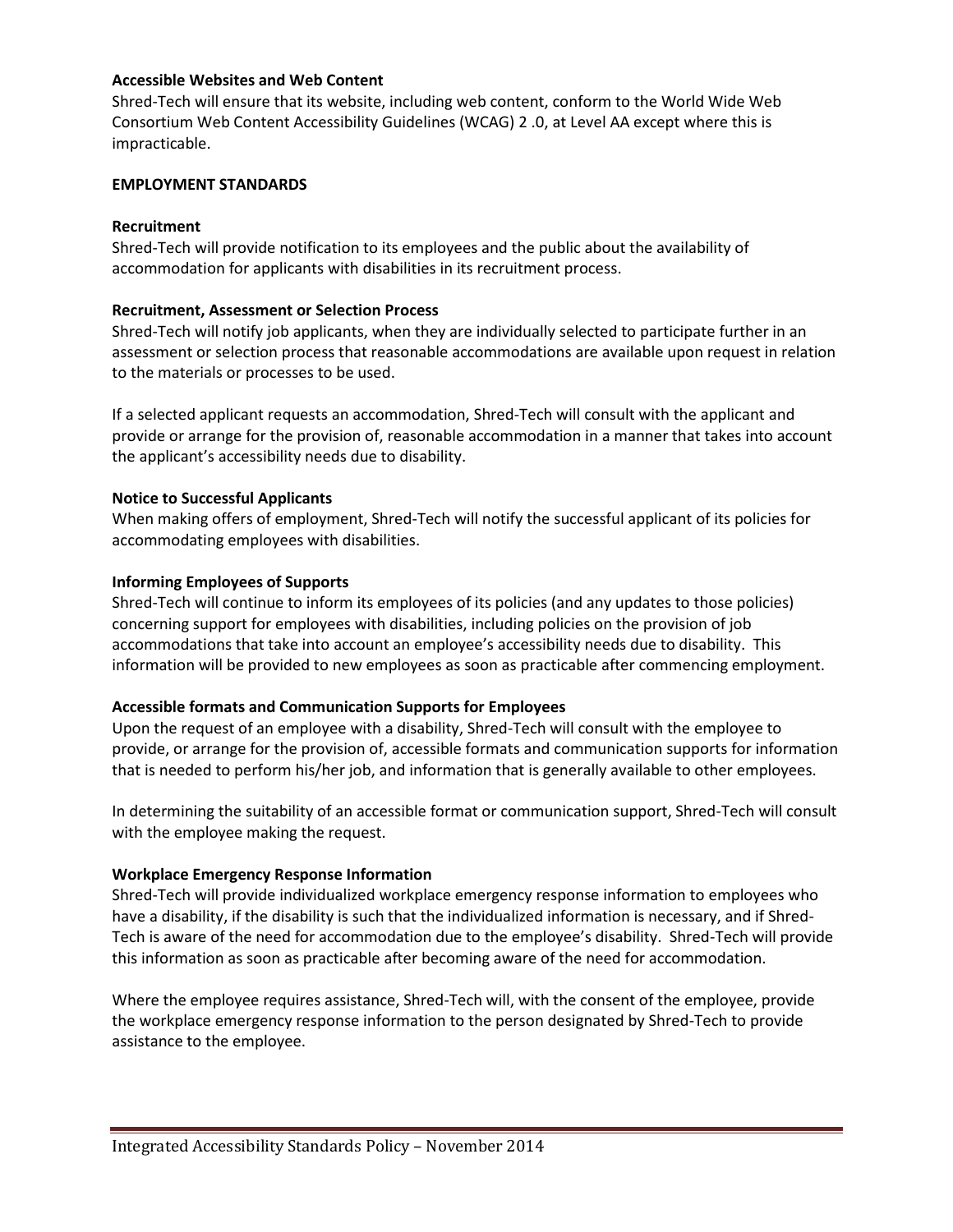**Accessible Websites and Web Content**

Shred-Tech will ensure that its website, including web content, conform to the World Wide Web Consortium Web Content Accessibility Guidelines (WCAG) 2 .0, at Level AA except where this is impracticable.

**EMPLOYMENT STANDARDS**

**Recruitment**

Shred-Tech will provide notification to its employees and the public about the availability of accommodation for applicants with disabilities in its recruitment process.

**Recruitment, Assessment or Selection Process**

Shred-Tech will notify job applicants, when they are individually selected to participate further in an assessment or selection process that reasonable accommodations are available upon request in relation to the materials or processes to be used.

If a selected applicant requests an accommodation, Shred-Tech will consult with the applicant and provide or arrange for the provision of, reasonable accommodation in a manner that takes into account the applicant's accessibility needs due to disability.

**Notice to Successful Applicants**

When making offers of employment, Shred-Tech will notify the successful applicant of its policies for accommodating employees with disabilities.

**Informing Employees of Supports**

Shred-Tech will continue to inform its employees of its policies (and any updates to those policies) concerning support for employees with disabilities, including policies on the provision of job accommodations that take into account an employee's accessibility needs due to disability. This information will be provided to new employees as soon as practicable after commencing employment.

**Accessible formats and Communication Supports for Employees**

Upon the request of an employee with a disability, Shred-Tech will consult with the employee to provide, or arrange for the provision of, accessible formats and communication supports for information that is needed to perform his/her job, and information that is generally available to other employees.

In determining the suitability of an accessible format or communication support, Shred-Tech will consult with the employee making the request.

**Workplace Emergency Response Information**

Shred-Tech will provide individualized workplace emergency response information to employees who have a disability, if the disability is such that the individualized information is necessary, and if Shred-Tech is aware of the need for accommodation due to the employee's disability. Shred-Tech will provide this information as soon as practicable after becoming aware of the need for accommodation.

Where the employee requires assistance, Shred-Tech will, with the consent of the employee, provide the workplace emergency response information to the person designated by Shred-Tech to provide assistance to the employee.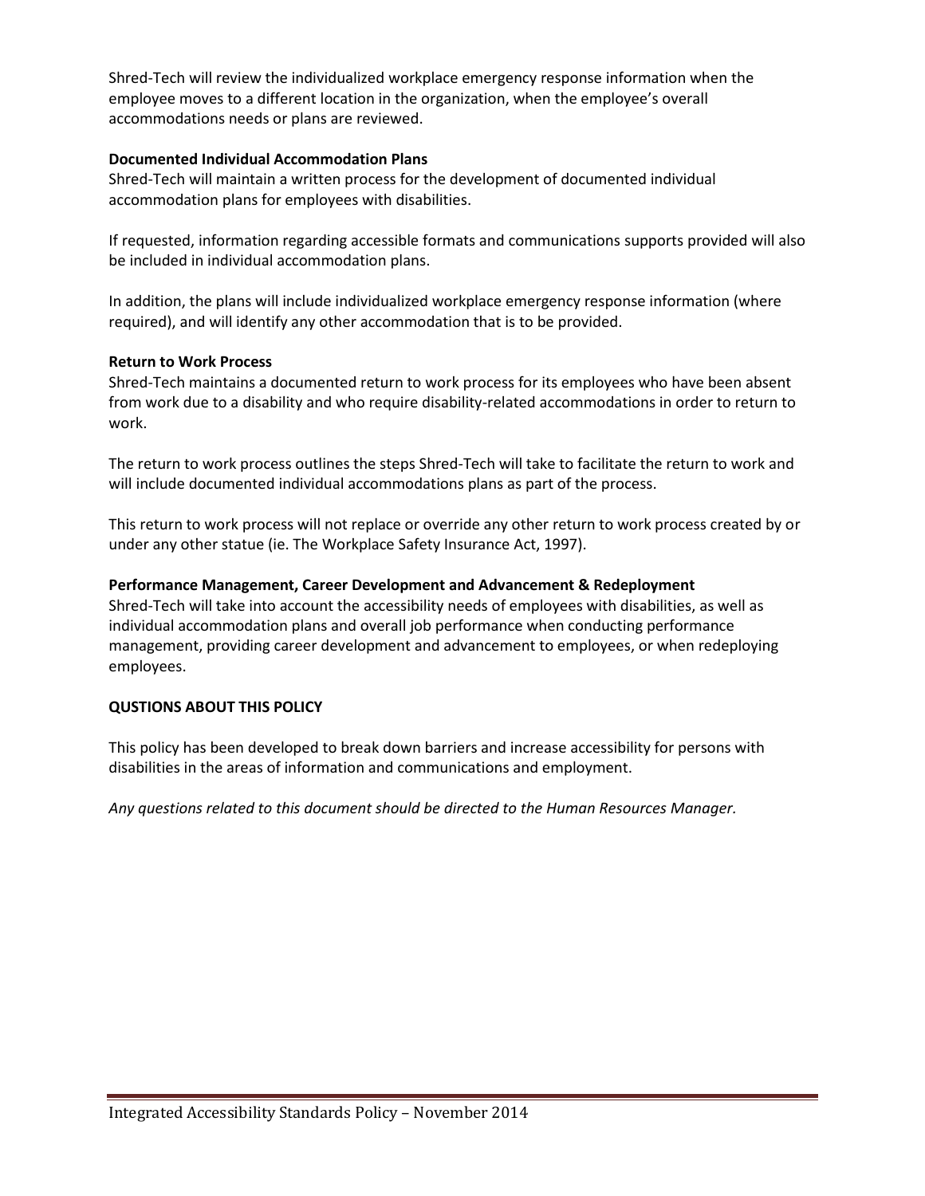Shred-Tech will review the individualized workplace emergency response information when the employee moves to a different location in the organization, when the employee's overall accommodations needs or plans are reviewed.

**Documented Individual Accommodation Plans**

Shred-Tech will maintain a written process for the development of documented individual accommodation plans for employees with disabilities.

If requested, information regarding accessible formats and communications supports provided will also be included in individual accommodation plans.

In addition, the plans will include individualized workplace emergency response information (where required), and will identify any other accommodation that is to be provided.

**Return to Work Process**

Shred-Tech maintains a documented return to work process for its employees who have been absent from work due to a disability and who require disability-related accommodations in order to return to work.

The return to work process outlines the steps Shred-Tech will take to facilitate the return to work and will include documented individual accommodations plans as part of the process.

This return to work process will not replace or override any other return to work process created by or under any other statue (ie. The Workplace Safety Insurance Act, 1997).

**Performance Management, Career Development and Advancement & Redeployment**

Shred-Tech will take into account the accessibility needs of employees with disabilities, as well as individual accommodation plans and overall job performance when conducting performance management, providing career development and advancement to employees, or when redeploying employees.

**QUSTIONS ABOUT THIS POLICY**

This policy has been developed to break down barriers and increase accessibility for persons with disabilities in the areas of information and communications and employment.

*Any questions related to this document should be directed to the Human Resources Manager.*